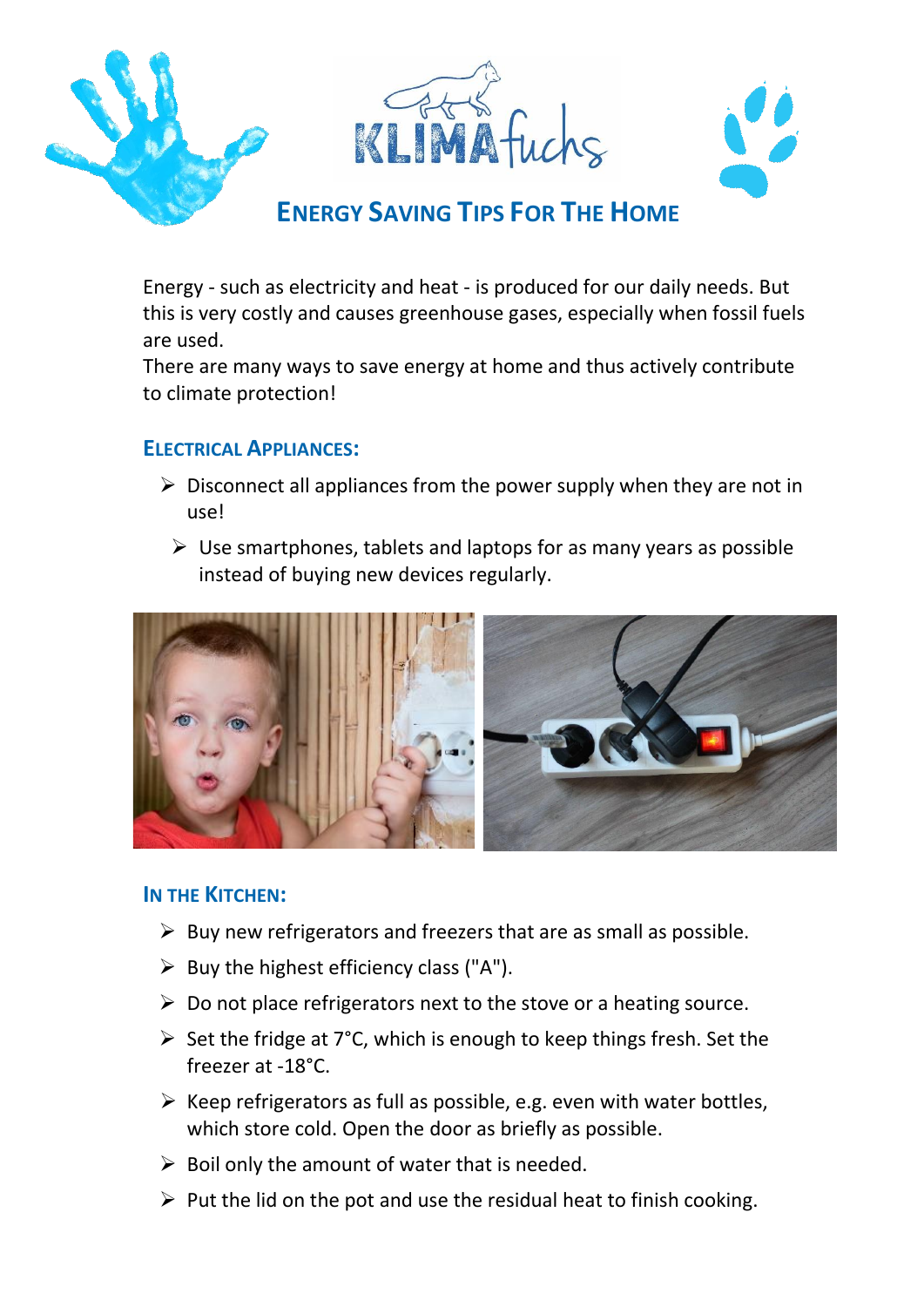# Energy Saving Tips For The Home

Energy - such as electricity and heat - is produced for our daily needs. But this is very costly and causes greenhouse gases, especially when fossil fuels are used.
There are many ways to save energy at home and thus actively contribute to climate protection!

## Electrical Appliances:

- Disconnect all appliances from the power supply when they are not in use!
- Use smartphones, tablets and laptops for as many years as possible instead of buying new devices regularly.

## In the Kitchen:

- Buy new refrigerators and freezers that are as small as possible.
- Buy the highest efficiency class ("A").
- Do not place refrigerators next to the stove or a heating source.
- Set the fridge at 7°C, which is enough to keep things fresh. Set the freezer at -18°C.
- Keep refrigerators as full as possible, e.g. even with water bottles, which store cold. Open the door as briefly as possible.
- Boil only the amount of water that is needed.
- Put the lid on the pot and use the residual heat to finish cooking.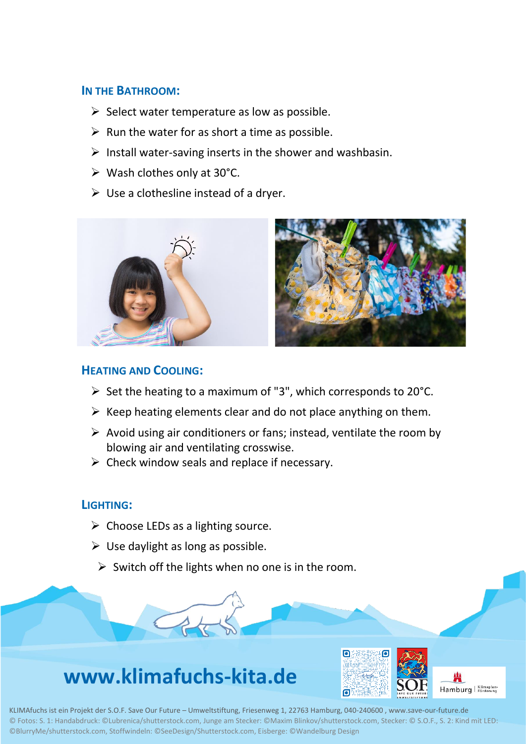## In the Bathroom:

- Select water temperature as low as possible.
- Run the water for as short a time as possible.
- Install water-saving inserts in the shower and washbasin.
- Wash clothes only at 30°C.
- Use a clothesline instead of a dryer.

## Heating and Cooling:

- Set the heating to a maximum of "3", which corresponds to 20°C.
- Keep heating elements clear and do not place anything on them.
- Avoid using air conditioners or fans; instead, ventilate the room by blowing air and ventilating crosswise.
- Check window seals and replace if necessary.

## Lighting:

- Choose LEDs as a lighting source.
- Use daylight as long as possible.
- Switch off the lights when no one is in the room.

**www.klimafuchs-kita.de**

KLIMAfuchs ist ein Projekt der S.O.F. Save Our Future – Umweltstiftung, Friesenweg 1, 22763 Hamburg, 040-240600 , www.save-our-future.de
© Fotos: S. 1: Handabdruck: ©Lubrenica/shutterstock.com, Junge am Stecker: ©Maxim Blinkov/shutterstock.com, Stecker: © S.O.F., S. 2: Kind mit LED: ©BlurryMe/shutterstock.com, Stoffwindeln: ©SeeDesign/Shutterstock.com, Eisberge: ©Wandelburg Design